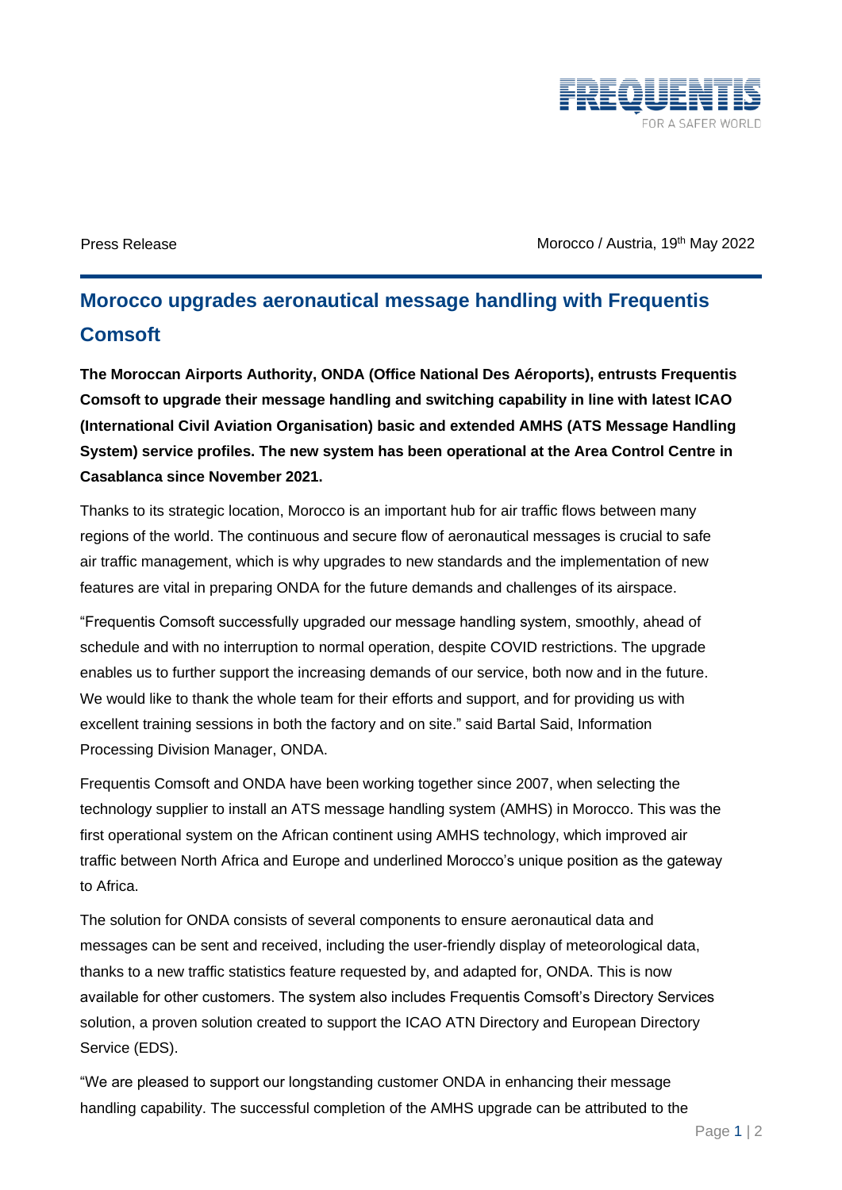Press Release

Morocco / Austria, 19th May 2022

## Morocco upgrades aeronautical message handling with Frequentis Comsoft

**The Moroccan Airports Authority, ONDA (Office National Des Aéroports), entrusts Frequentis Comsoft to upgrade their message handling and switching capability in line with latest ICAO (International Civil Aviation Organisation) basic and extended AMHS (ATS Message Handling System) service profiles. The new system has been operational at the Area Control Centre in Casablanca since November 2021.**

Thanks to its strategic location, Morocco is an important hub for air traffic flows between many regions of the world. The continuous and secure flow of aeronautical messages is crucial to safe air traffic management, which is why upgrades to new standards and the implementation of new features are vital in preparing ONDA for the future demands and challenges of its airspace.

"Frequentis Comsoft successfully upgraded our message handling system, smoothly, ahead of schedule and with no interruption to normal operation, despite COVID restrictions. The upgrade enables us to further support the increasing demands of our service, both now and in the future. We would like to thank the whole team for their efforts and support, and for providing us with excellent training sessions in both the factory and on site." said Bartal Said, Information Processing Division Manager, ONDA.

Frequentis Comsoft and ONDA have been working together since 2007, when selecting the technology supplier to install an ATS message handling system (AMHS) in Morocco. This was the first operational system on the African continent using AMHS technology, which improved air traffic between North Africa and Europe and underlined Morocco's unique position as the gateway to Africa.

The solution for ONDA consists of several components to ensure aeronautical data and messages can be sent and received, including the user-friendly display of meteorological data, thanks to a new traffic statistics feature requested by, and adapted for, ONDA. This is now available for other customers. The system also includes Frequentis Comsoft's Directory Services solution, a proven solution created to support the ICAO ATN Directory and European Directory Service (EDS).

"We are pleased to support our longstanding customer ONDA in enhancing their message handling capability. The successful completion of the AMHS upgrade can be attributed to the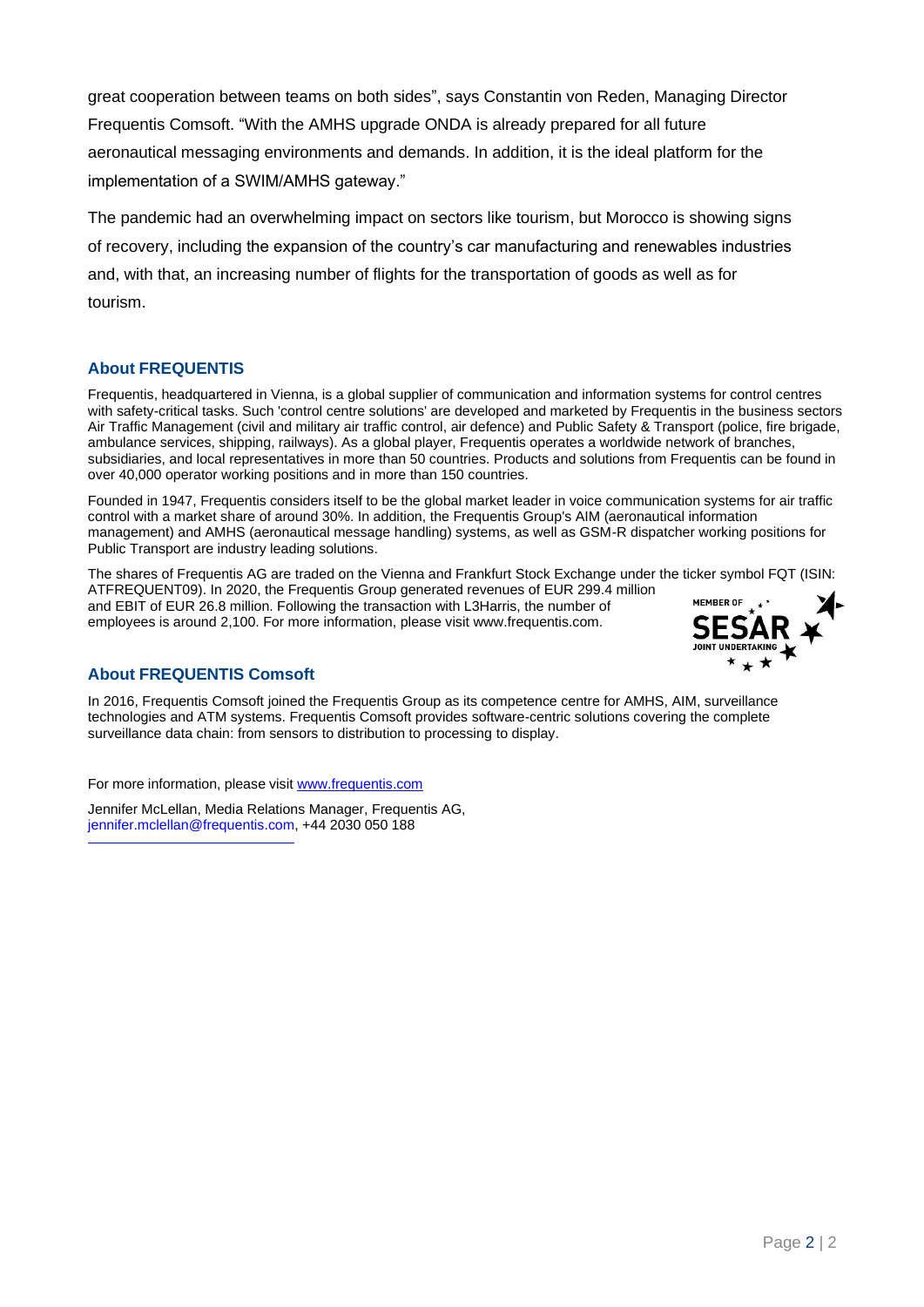great cooperation between teams on both sides", says Constantin von Reden, Managing Director Frequentis Comsoft. "With the AMHS upgrade ONDA is already prepared for all future aeronautical messaging environments and demands. In addition, it is the ideal platform for the implementation of a SWIM/AMHS gateway."

The pandemic had an overwhelming impact on sectors like tourism, but Morocco is showing signs of recovery, including the expansion of the country's car manufacturing and renewables industries and, with that, an increasing number of flights for the transportation of goods as well as for tourism.

## About FREQUENTIS

Frequentis, headquartered in Vienna, is a global supplier of communication and information systems for control centres with safety-critical tasks. Such 'control centre solutions' are developed and marketed by Frequentis in the business sectors Air Traffic Management (civil and military air traffic control, air defence) and Public Safety & Transport (police, fire brigade, ambulance services, shipping, railways). As a global player, Frequentis operates a worldwide network of branches, subsidiaries, and local representatives in more than 50 countries. Products and solutions from Frequentis can be found in over 40,000 operator working positions and in more than 150 countries.

Founded in 1947, Frequentis considers itself to be the global market leader in voice communication systems for air traffic control with a market share of around 30%. In addition, the Frequentis Group's AIM (aeronautical information management) and AMHS (aeronautical message handling) systems, as well as GSM-R dispatcher working positions for Public Transport are industry leading solutions.

The shares of Frequentis AG are traded on the Vienna and Frankfurt Stock Exchange under the ticker symbol FQT (ISIN: ATFREQUENT09). In 2020, the Frequentis Group generated revenues of EUR 299.4 million and EBIT of EUR 26.8 million. Following the transaction with L3Harris, the number of employees is around 2,100. For more information, please visit www.frequentis.com.

MEMBER OF SESAR JOINT UNDERTAKING

## About FREQUENTIS Comsoft

In 2016, Frequentis Comsoft joined the Frequentis Group as its competence centre for AMHS, AIM, surveillance technologies and ATM systems. Frequentis Comsoft provides software-centric solutions covering the complete surveillance data chain: from sensors to distribution to processing to display.

For more information, please visit www.frequentis.com

Jennifer McLellan, Media Relations Manager, Frequentis AG,
jennifer.mclellan@frequentis.com, +44 2030 050 188